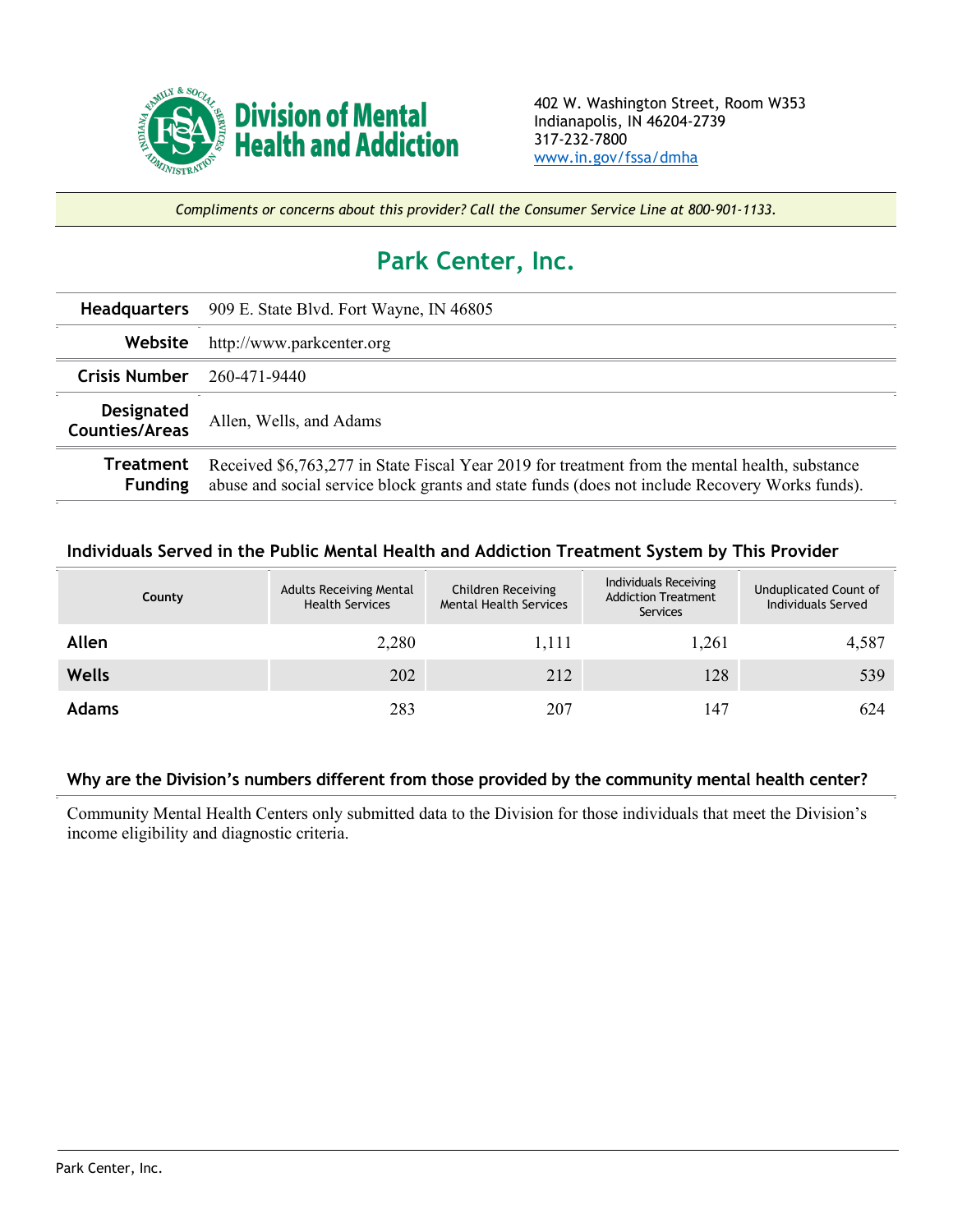**Division of Mental Health and Addiction**

402 W. Washington Street, Room W353
Indianapolis, IN 46204-2739
317-232-7800
www.in.gov/fssa/dmha

*Compliments or concerns about this provider? Call the Consumer Service Line at 800-901-1133.*

# Park Center, Inc.

| | |
|---|---|
| **Headquarters** | 909 E. State Blvd. Fort Wayne, IN 46805 |
| **Website** | http://www.parkcenter.org |
| **Crisis Number** | 260-471-9440 |
| **Designated Counties/Areas** | Allen, Wells, and Adams |
| **Treatment Funding** | Received $6,763,277 in State Fiscal Year 2019 for treatment from the mental health, substance abuse and social service block grants and state funds (does not include Recovery Works funds). |

### Individuals Served in the Public Mental Health and Addiction Treatment System by This Provider

| County | Adults Receiving Mental Health Services | Children Receiving Mental Health Services | Individuals Receiving Addiction Treatment Services | Unduplicated Count of Individuals Served |
|---|---|---|---|---|
| **Allen** | 2,280 | 1,111 | 1,261 | 4,587 |
| **Wells** | 202 | 212 | 128 | 539 |
| **Adams** | 283 | 207 | 147 | 624 |

### Why are the Division's numbers different from those provided by the community mental health center?

Community Mental Health Centers only submitted data to the Division for those individuals that meet the Division's income eligibility and diagnostic criteria.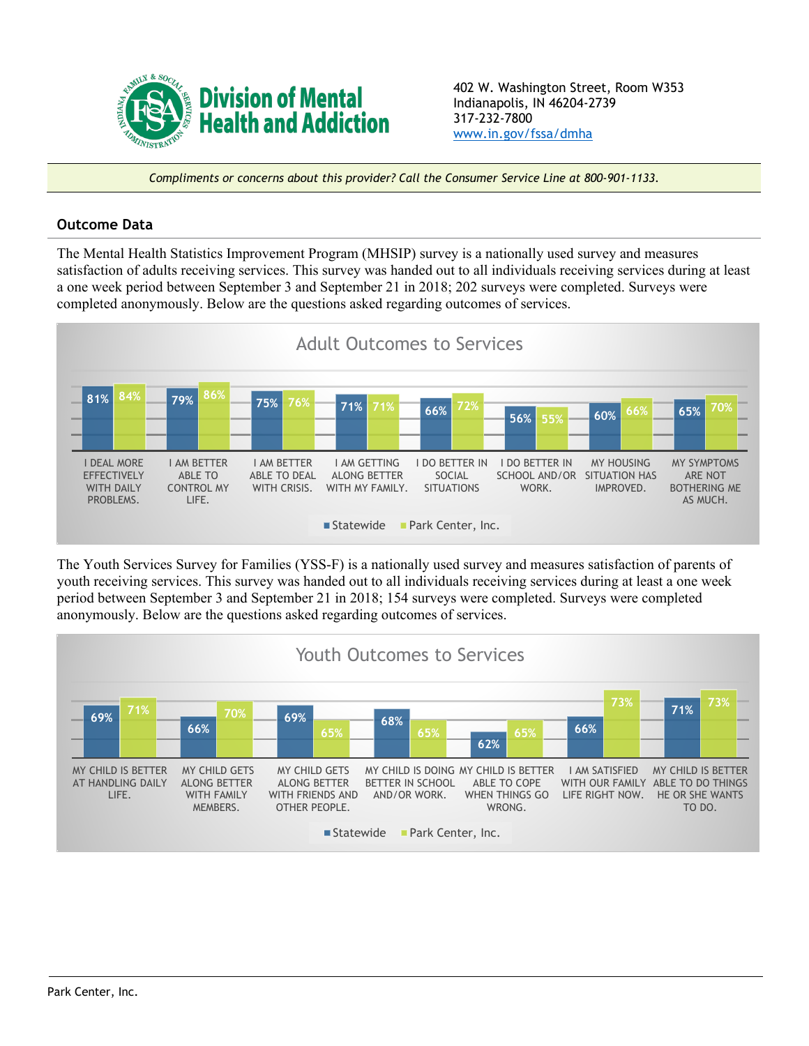Division of Mental Health and Addiction

402 W. Washington Street, Room W353
Indianapolis, IN 46204-2739
317-232-7800
www.in.gov/fssa/dmha

*Compliments or concerns about this provider? Call the Consumer Service Line at 800-901-1133.*

## Outcome Data

The Mental Health Statistics Improvement Program (MHSIP) survey is a nationally used survey and measures satisfaction of adults receiving services. This survey was handed out to all individuals receiving services during at least a one week period between September 3 and September 21 in 2018; 202 surveys were completed. Surveys were completed anonymously. Below are the questions asked regarding outcomes of services.

Adult Outcomes to Services

I DEAL MORE EFFECTIVELY WITH DAILY PROBLEMS. 81% 84%
I AM BETTER ABLE TO CONTROL MY LIFE. 79% 86%
I AM BETTER ABLE TO DEAL WITH CRISIS. 75% 76%
I AM GETTING ALONG BETTER WITH MY FAMILY. 71% 71%
I DO BETTER IN SOCIAL SITUATIONS 66% 72%
I DO BETTER IN SCHOOL AND/OR WORK. 56% 55%
MY HOUSING SITUATION HAS IMPROVED. 60% 66%
MY SYMPTOMS ARE NOT BOTHERING ME AS MUCH. 65% 70%

Statewide  Park Center, Inc.

The Youth Services Survey for Families (YSS-F) is a nationally used survey and measures satisfaction of parents of youth receiving services. This survey was handed out to all individuals receiving services during at least a one week period between September 3 and September 21 in 2018; 154 surveys were completed. Surveys were completed anonymously. Below are the questions asked regarding outcomes of services.

Youth Outcomes to Services

MY CHILD IS BETTER AT HANDLING DAILY LIFE. 69% 71%
MY CHILD GETS ALONG BETTER WITH FAMILY MEMBERS. 66% 70%
MY CHILD GETS ALONG BETTER WITH FRIENDS AND OTHER PEOPLE. 69% 65%
MY CHILD IS DOING BETTER IN SCHOOL AND/OR WORK. 68% 65%
MY CHILD IS BETTER ABLE TO COPE WHEN THINGS GO WRONG. 62% 65%
I AM SATISFIED WITH OUR FAMILY LIFE RIGHT NOW. 66% 73%
MY CHILD IS BETTER ABLE TO DO THINGS HE OR SHE WANTS TO DO. 71% 73%

Statewide  Park Center, Inc.